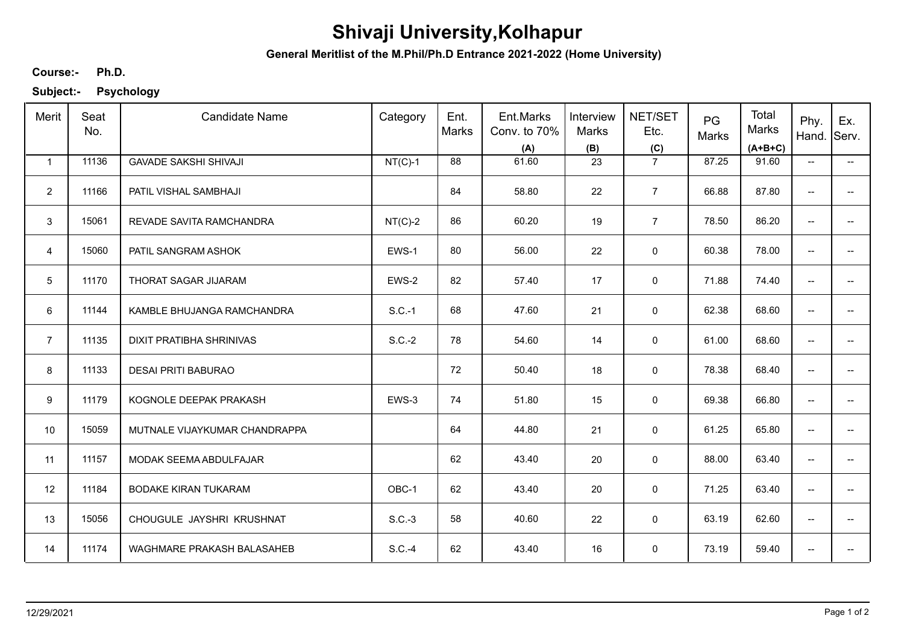# Shivaji University,Kolhapur

**General Meritlist of the M.Phil/Ph.D Entrance 2021-2022 (Home University)**

**Course:-** **Ph.D.**

**Subject:-** **Psychology**

| Merit | Seat No. | Candidate Name | Category | Ent. Marks | Ent.Marks Conv. to 70% (A) | Interview Marks (B) | NET/SET Etc. (C) | PG Marks | Total Marks (A+B+C) | Phy. Hand. | Ex. Serv. |
|---|---|---|---|---|---|---|---|---|---|---|---|
| 1 | 11136 | GAVADE SAKSHI SHIVAJI | NT(C)-1 | 88 | 61.60 | 23 | 7 | 87.25 | 91.60 | -- | -- |
| 2 | 11166 | PATIL VISHAL SAMBHAJI | | 84 | 58.80 | 22 | 7 | 66.88 | 87.80 | -- | -- |
| 3 | 15061 | REVADE SAVITA RAMCHANDRA | NT(C)-2 | 86 | 60.20 | 19 | 7 | 78.50 | 86.20 | -- | -- |
| 4 | 15060 | PATIL SANGRAM ASHOK | EWS-1 | 80 | 56.00 | 22 | 0 | 60.38 | 78.00 | -- | -- |
| 5 | 11170 | THORAT SAGAR JIJARAM | EWS-2 | 82 | 57.40 | 17 | 0 | 71.88 | 74.40 | -- | -- |
| 6 | 11144 | KAMBLE BHUJANGA RAMCHANDRA | S.C.-1 | 68 | 47.60 | 21 | 0 | 62.38 | 68.60 | -- | -- |
| 7 | 11135 | DIXIT PRATIBHA SHRINIVAS | S.C.-2 | 78 | 54.60 | 14 | 0 | 61.00 | 68.60 | -- | -- |
| 8 | 11133 | DESAI PRITI BABURAO | | 72 | 50.40 | 18 | 0 | 78.38 | 68.40 | -- | -- |
| 9 | 11179 | KOGNOLE DEEPAK PRAKASH | EWS-3 | 74 | 51.80 | 15 | 0 | 69.38 | 66.80 | -- | -- |
| 10 | 15059 | MUTNALE VIJAYKUMAR CHANDRAPPA | | 64 | 44.80 | 21 | 0 | 61.25 | 65.80 | -- | -- |
| 11 | 11157 | MODAK SEEMA ABDULFAJAR | | 62 | 43.40 | 20 | 0 | 88.00 | 63.40 | -- | -- |
| 12 | 11184 | BODAKE KIRAN TUKARAM | OBC-1 | 62 | 43.40 | 20 | 0 | 71.25 | 63.40 | -- | -- |
| 13 | 15056 | CHOUGULE JAYSHRI KRUSHNAT | S.C.-3 | 58 | 40.60 | 22 | 0 | 63.19 | 62.60 | -- | -- |
| 14 | 11174 | WAGHMARE PRAKASH BALASAHEB | S.C.-4 | 62 | 43.40 | 16 | 0 | 73.19 | 59.40 | -- | -- |

12/29/2021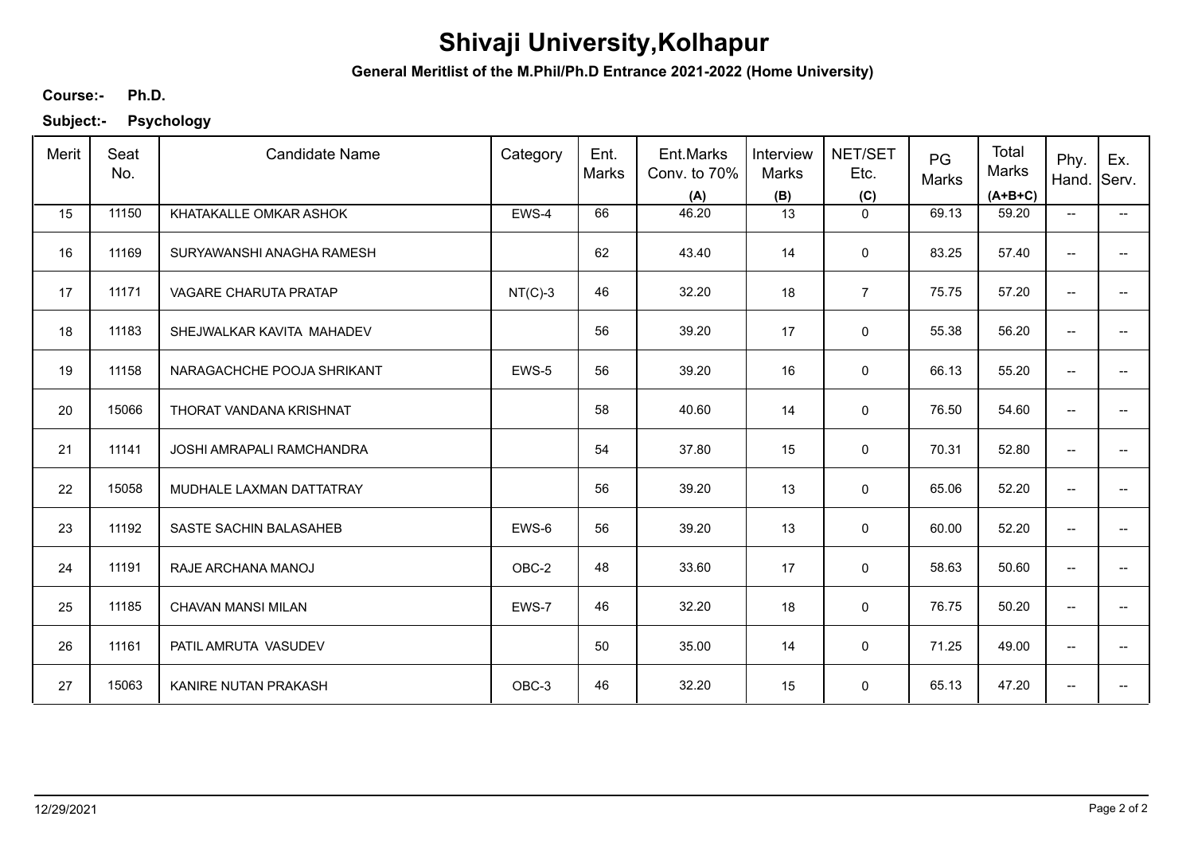# Shivaji University,Kolhapur

**General Meritlist of the M.Phil/Ph.D Entrance 2021-2022 (Home University)**

**Course:-** **Ph.D.**

**Subject:-** **Psychology**

| Merit | Seat No. | Candidate Name | Category | Ent. Marks | Ent.Marks Conv. to 70% (A) | Interview Marks (B) | NET/SET Etc. (C) | PG Marks | Total Marks (A+B+C) | Phy. Hand. | Ex. Serv. |
|---|---|---|---|---|---|---|---|---|---|---|---|
| 15 | 11150 | KHATAKALLE OMKAR ASHOK | EWS-4 | 66 | 46.20 | 13 | 0 | 69.13 | 59.20 | -- | -- |
| 16 | 11169 | SURYAWANSHI ANAGHA RAMESH | | 62 | 43.40 | 14 | 0 | 83.25 | 57.40 | -- | -- |
| 17 | 11171 | VAGARE CHARUTA PRATAP | NT(C)-3 | 46 | 32.20 | 18 | 7 | 75.75 | 57.20 | -- | -- |
| 18 | 11183 | SHEJWALKAR KAVITA MAHADEV | | 56 | 39.20 | 17 | 0 | 55.38 | 56.20 | -- | -- |
| 19 | 11158 | NARAGACHCHE POOJA SHRIKANT | EWS-5 | 56 | 39.20 | 16 | 0 | 66.13 | 55.20 | -- | -- |
| 20 | 15066 | THORAT VANDANA KRISHNAT | | 58 | 40.60 | 14 | 0 | 76.50 | 54.60 | -- | -- |
| 21 | 11141 | JOSHI AMRAPALI RAMCHANDRA | | 54 | 37.80 | 15 | 0 | 70.31 | 52.80 | -- | -- |
| 22 | 15058 | MUDHALE LAXMAN DATTATRAY | | 56 | 39.20 | 13 | 0 | 65.06 | 52.20 | -- | -- |
| 23 | 11192 | SASTE SACHIN BALASAHEB | EWS-6 | 56 | 39.20 | 13 | 0 | 60.00 | 52.20 | -- | -- |
| 24 | 11191 | RAJE ARCHANA MANOJ | OBC-2 | 48 | 33.60 | 17 | 0 | 58.63 | 50.60 | -- | -- |
| 25 | 11185 | CHAVAN MANSI MILAN | EWS-7 | 46 | 32.20 | 18 | 0 | 76.75 | 50.20 | -- | -- |
| 26 | 11161 | PATIL AMRUTA VASUDEV | | 50 | 35.00 | 14 | 0 | 71.25 | 49.00 | -- | -- |
| 27 | 15063 | KANIRE NUTAN PRAKASH | OBC-3 | 46 | 32.20 | 15 | 0 | 65.13 | 47.20 | -- | -- |

12/29/2021